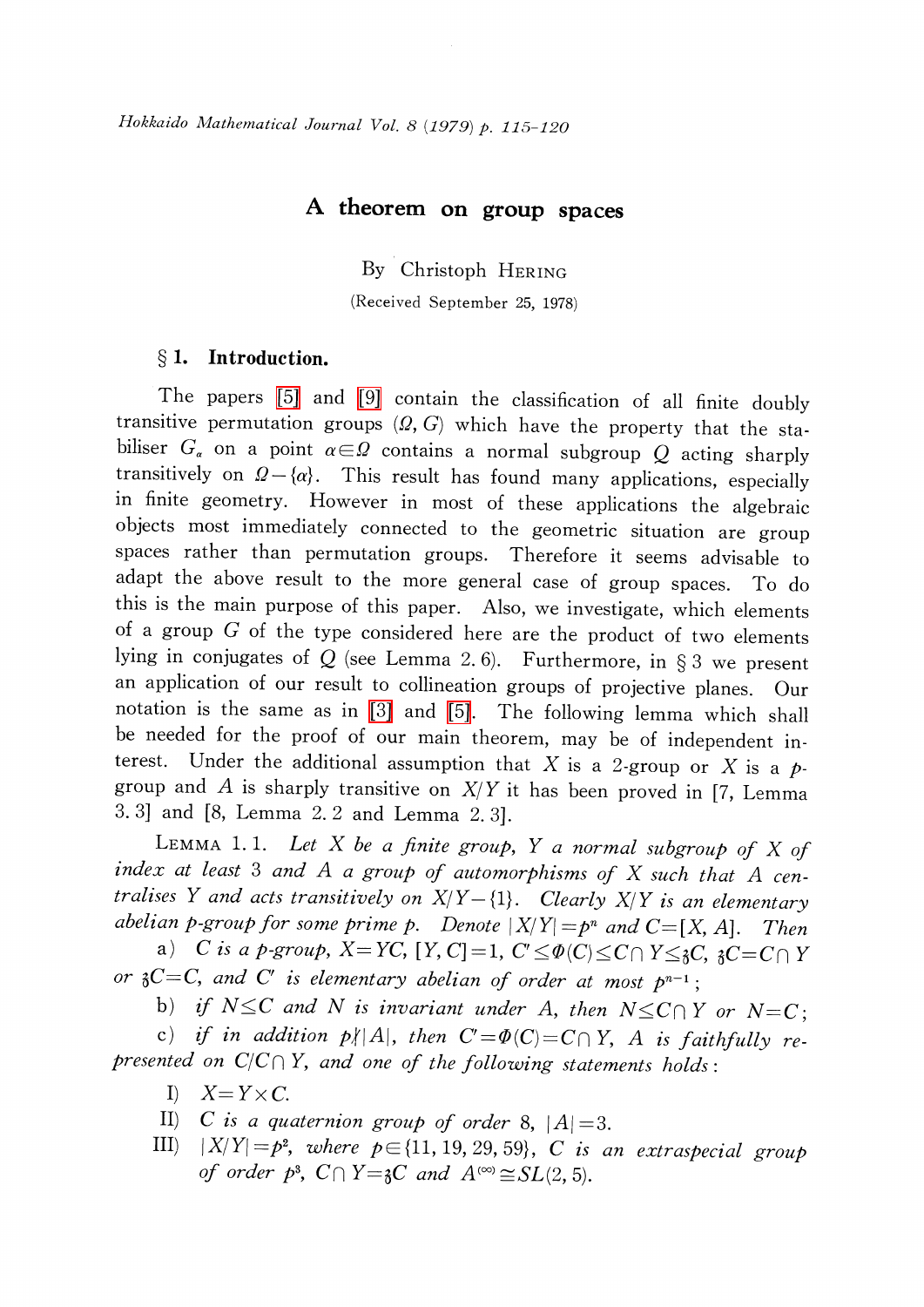# A theorem on group spaces

By Christoph HERING

(Received September 25, 1978)

## § 1. Introduction.

The papers [5] and [9] contain the classification of all finite doubly transitive permutation groups $(\Omega, G)$ which have the property that the stabiliser $G_\alpha$ on a point $\alpha \in \Omega$ contains a normal subgroup $Q$ acting sharply transitively on $\Omega - \{\alpha\}$. This result has found many applications, especially in finite geometry. However in most of these applications the algebraic objects most immediately connected to the geometric situation are group spaces rather than permutation groups. Therefore it seems advisable to adapt the above result to the more general case of group spaces. To do this is the main purpose of this paper. Also, we investigate, which elements of a group $G$ of the type considered here are the product of two elements lying in conjugates of $Q$ (see Lemma 2.6). Furthermore, in § 3 we present an application of our result to collineation groups of projective planes. Our notation is the same as in [3] and [5]. The following lemma which shall be needed for the proof of our main theorem, may be of independent interest. Under the additional assumption that $X$ is a 2-group or $X$ is a $p$-group and $A$ is sharply transitive on $X/Y$ it has been proved in [7, Lemma 3.3] and [8, Lemma 2.2 and Lemma 2.3].

LEMMA 1.1. *Let $X$ be a finite group, $Y$ a normal subgroup of $X$ of index at least 3 and $A$ a group of automorphisms of $X$ such that $A$ centralises $Y$ and acts transitively on $X/Y - \{1\}$. Clearly $X/Y$ is an elementary abelian $p$-group for some prime $p$. Denote $|X/Y| = p^n$ and $C = [X, A]$. Then*

a) *$C$ is a $p$-group, $X = YC$, $[Y, C] = 1$, $C' \leq \Phi(C) \leq C \cap Y \leq \mathfrak{z}C$, $\mathfrak{z}C = C \cap Y$ or $\mathfrak{z}C = C$, and $C'$ is elementary abelian of order at most $p^{n-1}$;*

b) *if $N \leq C$ and $N$ is invariant under $A$, then $N \leq C \cap Y$ or $N = C$;*

c) *if in addition $p \nmid |A|$, then $C' = \Phi(C) = C \cap Y$, $A$ is faithfully represented on $C/C \cap Y$, and one of the following statements holds:*

I) *$X = Y \times C$.*

II) *$C$ is a quaternion group of order 8, $|A| = 3$.*

III) *$|X/Y| = p^2$, where $p \in \{11, 19, 29, 59\}$, $C$ is an extraspecial group of order $p^3$, $C \cap Y = \mathfrak{z}C$ and $A^{(\infty)} \cong SL(2, 5)$.*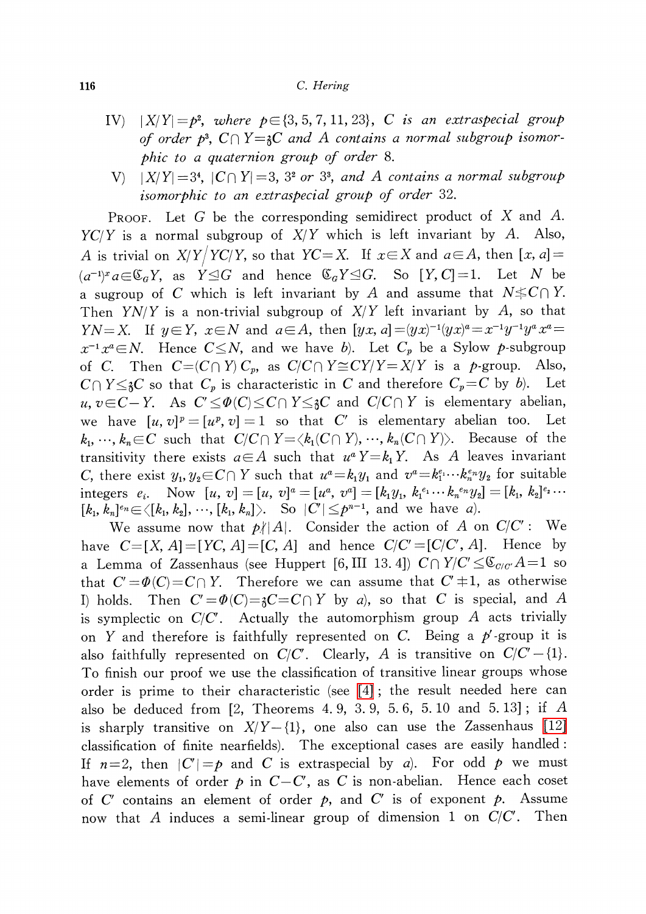IV) $|X/Y|=p^2$, *where* $p\in\{3, 5, 7, 11, 23\}$, $C$ *is an extraspecial group of order* $p^3$, $C\cap Y=\mathfrak{z}C$ *and* $A$ *contains a normal subgroup isomorphic to a quaternion group of order* 8.

V) $|X/Y|=3^4$, $|C\cap Y|=3$, $3^2$ *or* $3^3$, *and* $A$ *contains a normal subgroup isomorphic to an extraspecial group of order* 32.

PROOF. Let $G$ be the corresponding semidirect product of $X$ and $A$. $YC/Y$ is a normal subgroup of $X/Y$ which is left invariant by $A$. Also, $A$ is trivial on $X/Y\big/YC/Y$, so that $YC=X$. If $x\in X$ and $a\in A$, then $[x, a]=(a^{-1})^x a\in\mathfrak{C}_G Y$, as $Y\trianglelefteq G$ and hence $\mathfrak{C}_G Y\trianglelefteq G$. So $[Y, C]=1$. Let $N$ be a sugroup of $C$ which is left invariant by $A$ and assume that $N\not\leq C\cap Y$. Then $YN/Y$ is a non-trivial subgroup of $X/Y$ left invariant by $A$, so that $YN=X$. If $y\in Y$, $x\in N$ and $a\in A$, then $[yx, a]=(yx)^{-1}(yx)^a=x^{-1}y^{-1}y^a x^a=x^{-1}x^a\in N$. Hence $C\leq N$, and we have *b*). Let $C_p$ be a Sylow $p$-subgroup of $C$. Then $C=(C\cap Y)\,C_p$, as $C/C\cap Y\cong CY/Y=X/Y$ is a $p$-group. Also, $C\cap Y\leq\mathfrak{z}C$ so that $C_p$ is characteristic in $C$ and therefore $C_p=C$ by *b*). Let $u, v\in C-Y$. As $C'\leq\Phi(C)\leq C\cap Y\leq\mathfrak{z}C$ and $C/C\cap Y$ is elementary abelian, we have $[u, v]^p=[u^p, v]=1$ so that $C'$ is elementary abelian too. Let $k_1, \cdots, k_n\in C$ such that $C/C\cap Y=\langle k_1(C\cap Y), \cdots, k_n(C\cap Y)\rangle$. Because of the transitivity there exists $a\in A$ such that $u^a Y=k_1 Y$. As $A$ leaves invariant $C$, there exist $y_1, y_2\in C\cap Y$ such that $u^a=k_1 y_1$ and $v^a=k_1^{e_1}\cdots k_n^{e_n}y_2$ for suitable integers $e_i$. Now $[u, v]=[u, v]^a=[u^a, v^a]=[k_1y_1, k_1^{e_1}\cdots k_n^{e_n}y_2]=[k_1, k_2]^{e_2}\cdots[k_1, k_n]^{e_n}\in\langle[k_1, k_2], \cdots, [k_1, k_n]\rangle$. So $|C'|\leq p^{n-1}$, and we have *a*).

We assume now that $p\nmid|A|$. Consider the action of $A$ on $C/C'$: We have $C=[X, A]=[YC, A]=[C, A]$ and hence $C/C'=[C/C', A]$. Hence by a Lemma of Zassenhaus (see Huppert [6, III 13. 4]) $C\cap Y/C'\leq\mathfrak{C}_{C/C'}A=1$ so that $C'=\Phi(C)=C\cap Y$. Therefore we can assume that $C'\neq 1$, as otherwise I) holds. Then $C'=\Phi(C)=\mathfrak{z}C=C\cap Y$ by *a*), so that $C$ is special, and $A$ is symplectic on $C/C'$. Actually the automorphism group $A$ acts trivially on $Y$ and therefore is faithfully represented on $C$. Being a $p'$-group it is also faithfully represented on $C/C'$. Clearly, $A$ is transitive on $C/C'-\{1\}$. To finish our proof we use the classification of transitive linear groups whose order is prime to their characteristic (see [4]; the result needed here can also be deduced from [2, Theorems 4.9, 3.9, 5.6, 5.10 and 5.13]; if $A$ is sharply transitive on $X/Y-\{1\}$, one also can use the Zassenhaus [12] classification of finite nearfields). The exceptional cases are easily handled: If $n=2$, then $|C'|=p$ and $C$ is extraspecial by *a*). For odd $p$ we must have elements of order $p$ in $C-C'$, as $C$ is non-abelian. Hence each coset of $C'$ contains an element of order $p$, and $C'$ is of exponent $p$. Assume now that $A$ induces a semi-linear group of dimension 1 on $C/C'$. Then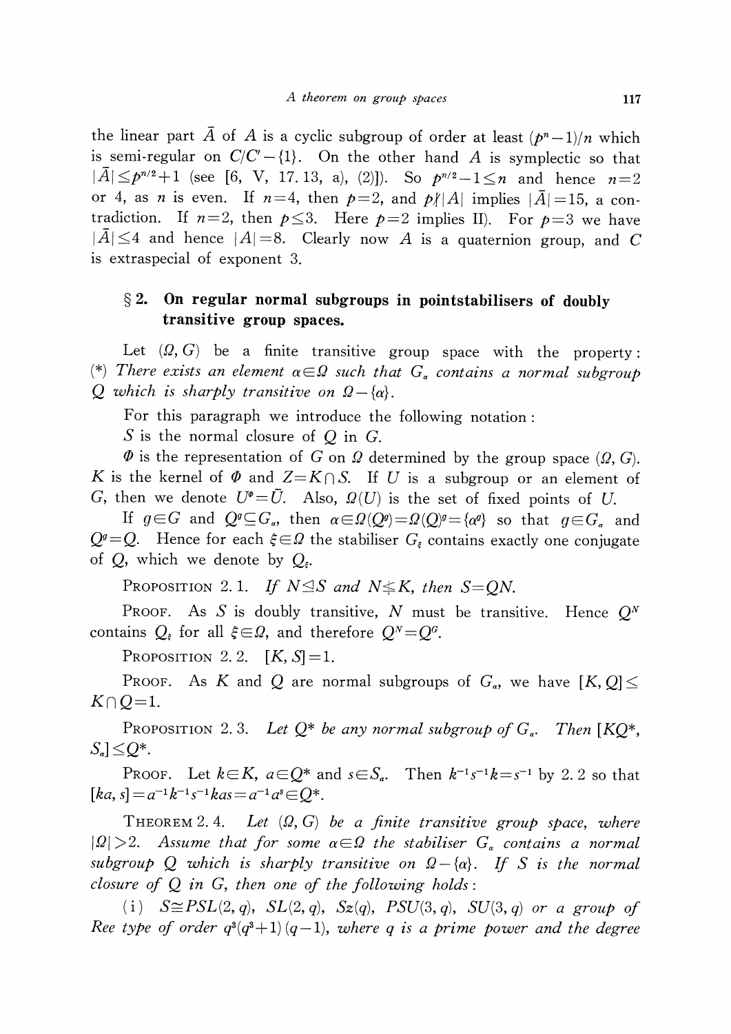the linear part $\bar{A}$ of $A$ is a cyclic subgroup of order at least $(p^n-1)/n$ which is semi-regular on $C/C'-\{1\}$. On the other hand $A$ is symplectic so that $|\bar{A}| \leq p^{n/2}+1$ (see [6, V, 17.13, a), (2)]). So $p^{n/2}-1 \leq n$ and hence $n=2$ or 4, as $n$ is even. If $n=4$, then $p=2$, and $p \nmid |A|$ implies $|\bar{A}|=15$, a contradiction. If $n=2$, then $p \leq 3$. Here $p=2$ implies II). For $p=3$ we have $|\bar{A}| \leq 4$ and hence $|A|=8$. Clearly now $A$ is a quaternion group, and $C$ is extraspecial of exponent 3.

## § 2. On regular normal subgroups in pointstabilisers of doubly transitive group spaces.

Let $(\Omega, G)$ be a finite transitive group space with the property: (\*) *There exists an element $\alpha \in \Omega$ such that $G_\alpha$ contains a normal subgroup $Q$ which is sharply transitive on $\Omega-\{\alpha\}$.*

For this paragraph we introduce the following notation:

$S$ is the normal closure of $Q$ in $G$.

$\Phi$ is the representation of $G$ on $\Omega$ determined by the group space $(\Omega, G)$. $K$ is the kernel of $\Phi$ and $Z=K \cap S$. If $U$ is a subgroup or an element of $G$, then we denote $U^\Phi=\bar{U}$. Also, $\Omega(U)$ is the set of fixed points of $U$.

If $g \in G$ and $Q^g \subseteq G_\alpha$, then $\alpha \in \Omega(Q^g)=\Omega(Q)^g=\{\alpha^g\}$ so that $g \in G_\alpha$ and $Q^g=Q$. Hence for each $\xi \in \Omega$ the stabiliser $G_\xi$ contains exactly one conjugate of $Q$, which we denote by $Q_\xi$.

PROPOSITION 2.1. *If $N \trianglelefteq S$ and $N \not\leq K$, then $S=QN$.*

PROOF. As $S$ is doubly transitive, $N$ must be transitive. Hence $Q^N$ contains $Q_\xi$ for all $\xi \in \Omega$, and therefore $Q^N=Q^G$.

PROPOSITION 2.2. $[K, S]=1$.

PROOF. As $K$ and $Q$ are normal subgroups of $G_\alpha$, we have $[K, Q] \leq K \cap Q=1$.

PROPOSITION 2.3. *Let $Q^*$ be any normal subgroup of $G_\alpha$. Then $[KQ^*, S_\alpha] \leq Q^*$.*

PROOF. Let $k \in K$, $a \in Q^*$ and $s \in S_\alpha$. Then $k^{-1}s^{-1}k=s^{-1}$ by 2.2 so that $[ka, s]=a^{-1}k^{-1}s^{-1}kas=a^{-1}a^s \in Q^*$.

THEOREM 2.4. *Let $(\Omega, G)$ be a finite transitive group space, where $|\Omega|>2$. Assume that for some $\alpha \in \Omega$ the stabiliser $G_\alpha$ contains a normal subgroup $Q$ which is sharply transitive on $\Omega-\{\alpha\}$. If $S$ is the normal closure of $Q$ in $G$, then one of the following holds:*

(i) *$S \cong PSL(2, q)$, $SL(2, q)$, $Sz(q)$, $PSU(3, q)$, $SU(3, q)$ or a group of Ree type of order $q^3(q^3+1)(q-1)$, where $q$ is a prime power and the degree*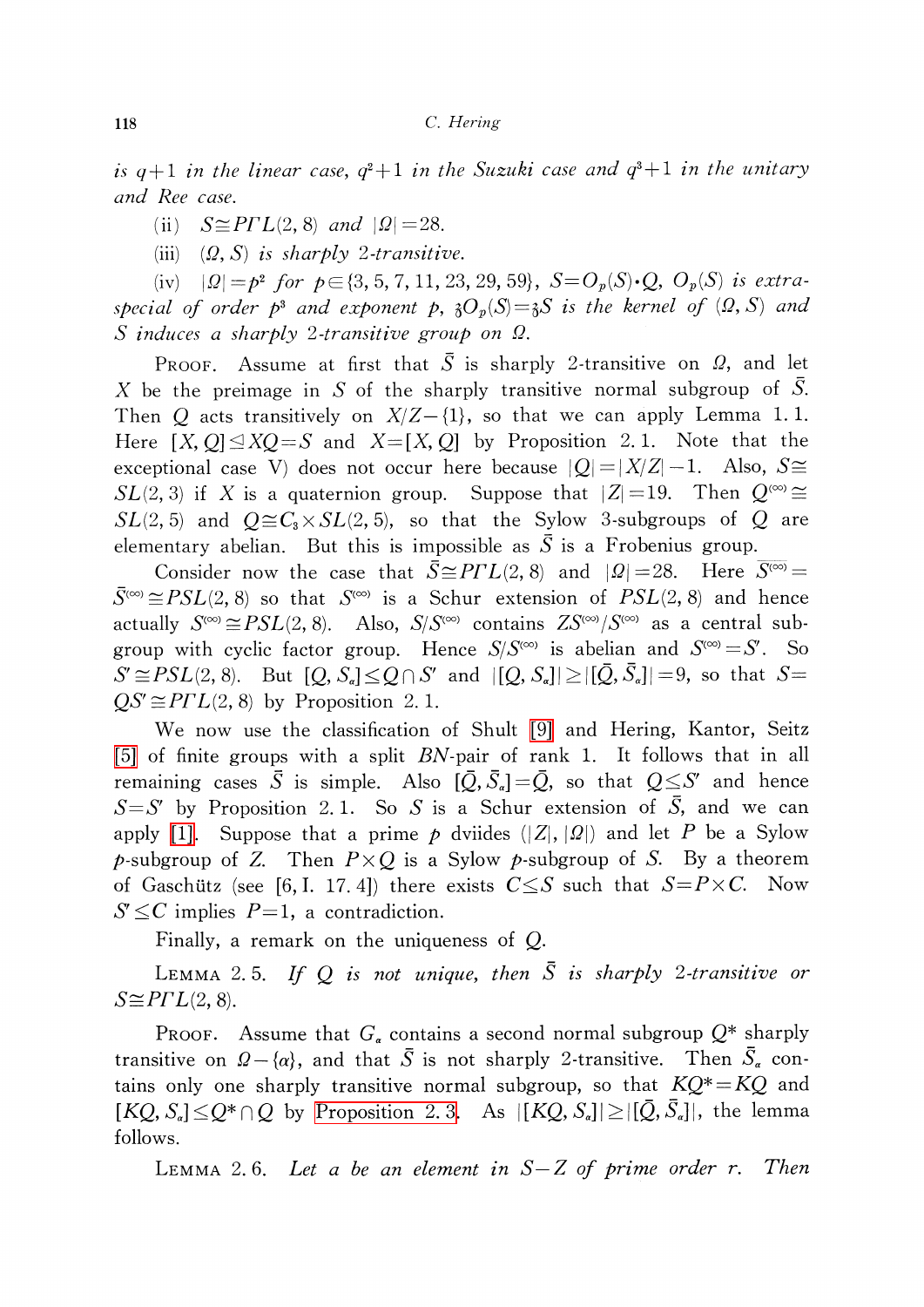*is* $q+1$ *in the linear case,* $q^2+1$ *in the Suzuki case and* $q^3+1$ *in the unitary and Ree case.*

(ii) $S \cong P\Gamma L(2, 8)$ *and* $|\Omega| = 28$.

(iii) $(\Omega, S)$ *is sharply 2-transitive.*

(iv) $|\Omega| = p^2$ *for* $p \in \{3, 5, 7, 11, 23, 29, 59\}$, $S = O_p(S) \cdot Q$, $O_p(S)$ *is extraspecial of order* $p^3$ *and exponent* $p$, $\mathfrak{z}O_p(S) = \mathfrak{z}S$ *is the kernel of* $(\Omega, S)$ *and* $S$ *induces a sharply 2-transitive group on* $\Omega$.

PROOF. Assume at first that $\bar{S}$ is sharply 2-transitive on $\Omega$, and let $X$ be the preimage in $S$ of the sharply transitive normal subgroup of $\bar{S}$. Then $Q$ acts transitively on $X/Z - \{1\}$, so that we can apply Lemma 1.1. Here $[X, Q] \trianglelefteq XQ = S$ and $X = [X, Q]$ by Proposition 2.1. Note that the exceptional case V) does not occur here because $|Q| = |X/Z| - 1$. Also, $S \cong SL(2, 3)$ if $X$ is a quaternion group. Suppose that $|Z| = 19$. Then $Q^{(\infty)} \cong SL(2, 5)$ and $Q \cong C_3 \times SL(2, 5)$, so that the Sylow 3-subgroups of $Q$ are elementary abelian. But this is impossible as $\bar{S}$ is a Frobenius group.

Consider now the case that $\bar{S} \cong P\Gamma L(2, 8)$ and $|\Omega| = 28$. Here $\overline{S^{(\infty)}} = \bar{S}^{(\infty)} \cong PSL(2, 8)$ so that $S^{(\infty)}$ is a Schur extension of $PSL(2, 8)$ and hence actually $S^{(\infty)} \cong PSL(2, 8)$. Also, $S/S^{(\infty)}$ contains $ZS^{(\infty)}/S^{(\infty)}$ as a central subgroup with cyclic factor group. Hence $S/S^{(\infty)}$ is abelian and $S^{(\infty)} = S'$. So $S' \cong PSL(2, 8)$. But $[Q, S_\alpha] \leq Q \cap S'$ and $|[Q, S_\alpha]| \geq |[\bar{Q}, \bar{S}_\alpha]| = 9$, so that $S = QS' \cong P\Gamma L(2, 8)$ by Proposition 2.1.

We now use the classification of Shult [9] and Hering, Kantor, Seitz [5] of finite groups with a split $BN$-pair of rank 1. It follows that in all remaining cases $\bar{S}$ is simple. Also $[\bar{Q}, \bar{S}_\alpha] = \bar{Q}$, so that $Q \leq S'$ and hence $S = S'$ by Proposition 2.1. So $S$ is a Schur extension of $\bar{S}$, and we can apply [1]. Suppose that a prime $p$ dviides $(|Z|, |\Omega|)$ and let $P$ be a Sylow $p$-subgroup of $Z$. Then $P \times Q$ is a Sylow $p$-subgroup of $S$. By a theorem of Gaschütz (see [6, I. 17.4]) there exists $C \leq S$ such that $S = P \times C$. Now $S' \leq C$ implies $P = 1$, a contradiction.

Finally, a remark on the uniqueness of $Q$.

LEMMA 2.5. *If* $Q$ *is not unique, then* $\bar{S}$ *is sharply 2-transitive or* $S \cong P\Gamma L(2, 8)$.

PROOF. Assume that $G_\alpha$ contains a second normal subgroup $Q^*$ sharply transitive on $\Omega - \{\alpha\}$, and that $\bar{S}$ is not sharply 2-transitive. Then $\bar{S}_\alpha$ contains only one sharply transitive normal subgroup, so that $KQ^* = KQ$ and $[KQ, S_\alpha] \leq Q^* \cap Q$ by Proposition 2.3. As $|[KQ, S_\alpha]| \geq |[\bar{Q}, \bar{S}_\alpha]|$, the lemma follows.

LEMMA 2.6. *Let* $a$ *be an element in* $S - Z$ *of prime order* $r$. *Then*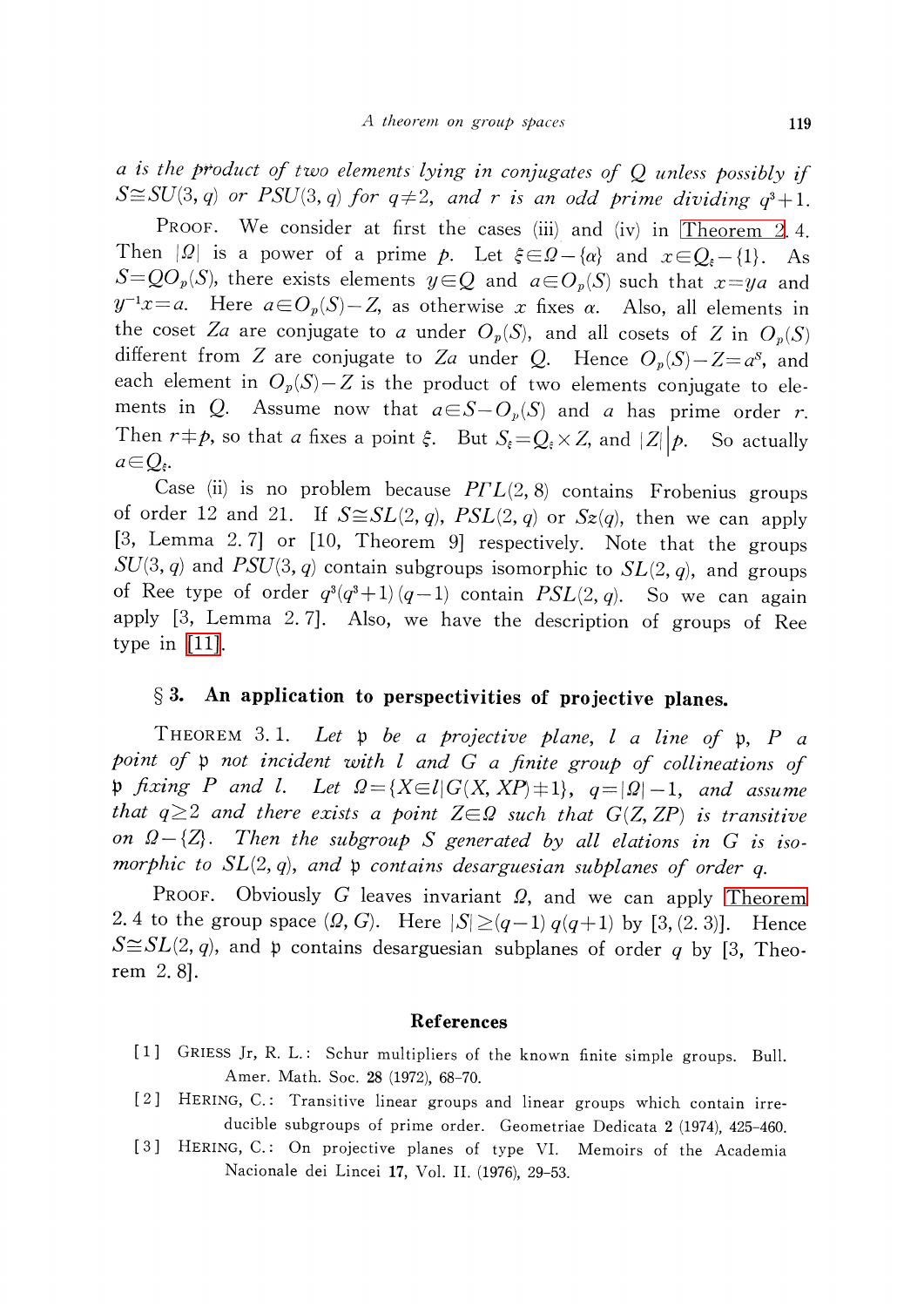*$a$ is the product of two elements lying in conjugates of $Q$ unless possibly if $S \cong SU(3, q)$ or $PSU(3, q)$ for $q \neq 2$, and $r$ is an odd prime dividing $q^3+1$.*

PROOF. We consider at first the cases (iii) and (iv) in Theorem 2.4. Then $|\Omega|$ is a power of a prime $p$. Let $\xi \in \Omega - \{\alpha\}$ and $x \in Q_\xi - \{1\}$. As $S = QO_p(S)$, there exists elements $y \in Q$ and $a \in O_p(S)$ such that $x = ya$ and $y^{-1}x = a$. Here $a \in O_p(S) - Z$, as otherwise $x$ fixes $\alpha$. Also, all elements in the coset $Za$ are conjugate to $a$ under $O_p(S)$, and all cosets of $Z$ in $O_p(S)$ different from $Z$ are conjugate to $Za$ under $Q$. Hence $O_p(S) - Z = a^S$, and each element in $O_p(S) - Z$ is the product of two elements conjugate to elements in $Q$. Assume now that $a \in S - O_p(S)$ and $a$ has prime order $r$. Then $r \neq p$, so that $a$ fixes a point $\xi$. But $S_\xi = Q_\xi \times Z$, and $|Z| \big| p$. So actually $a \in Q_\xi$.

Case (ii) is no problem because $P\Gamma L(2, 8)$ contains Frobenius groups of order 12 and 21. If $S \cong SL(2, q)$, $PSL(2, q)$ or $Sz(q)$, then we can apply [3, Lemma 2.7] or [10, Theorem 9] respectively. Note that the groups $SU(3, q)$ and $PSU(3, q)$ contain subgroups isomorphic to $SL(2, q)$, and groups of Ree type of order $q^3(q^3+1)(q-1)$ contain $PSL(2, q)$. So we can again apply [3, Lemma 2.7]. Also, we have the description of groups of Ree type in [11].

## § 3. An application to perspectivities of projective planes.

THEOREM 3.1. *Let $\mathfrak{p}$ be a projective plane, $l$ a line of $\mathfrak{p}$, $P$ a point of $\mathfrak{p}$ not incident with $l$ and $G$ a finite group of collineations of $\mathfrak{p}$ fixing $P$ and $l$. Let $\Omega = \{X \in l | G(X, XP) \neq 1\}$, $q = |\Omega| - 1$, and assume that $q \geq 2$ and there exists a point $Z \in \Omega$ such that $G(Z, ZP)$ is transitive on $\Omega - \{Z\}$. Then the subgroup $S$ generated by all elations in $G$ is isomorphic to $SL(2, q)$, and $\mathfrak{p}$ contains desarguesian subplanes of order $q$.*

PROOF. Obviously $G$ leaves invariant $\Omega$, and we can apply Theorem 2.4 to the group space $(\Omega, G)$. Here $|S| \geq (q-1)q(q+1)$ by [3, (2.3)]. Hence $S \cong SL(2, q)$, and $\mathfrak{p}$ contains desarguesian subplanes of order $q$ by [3, Theorem 2.8].

### References

[1] GRIESS Jr, R. L.: Schur multipliers of the known finite simple groups. Bull. Amer. Math. Soc. **28** (1972), 68–70.

[2] HERING, C.: Transitive linear groups and linear groups which contain irreducible subgroups of prime order. Geometriae Dedicata **2** (1974), 425–460.

[3] HERING, C.: On projective planes of type VI. Memoirs of the Academia Nacionale dei Lincei **17**, Vol. II. (1976), 29–53.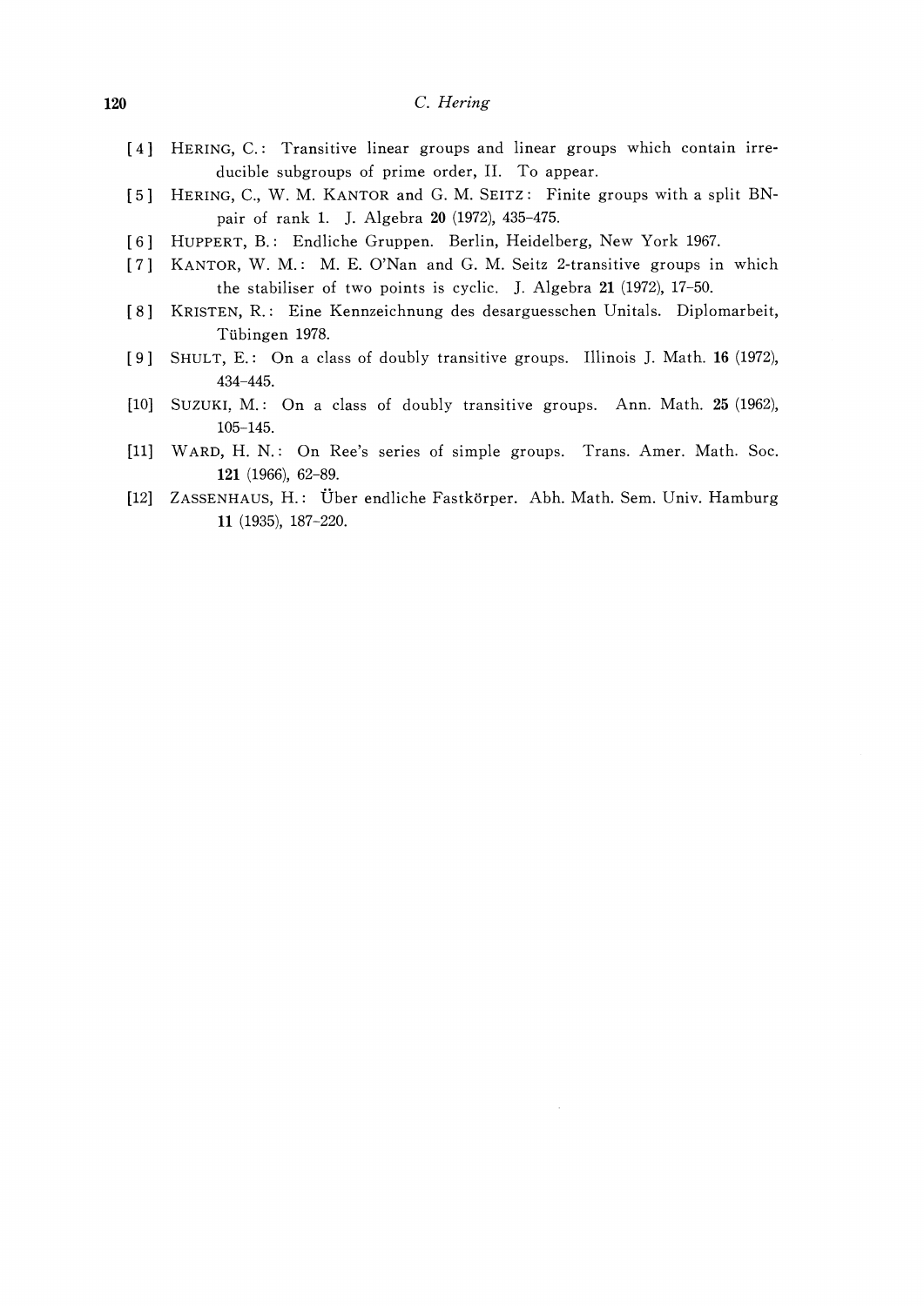[4] HERING, C.: Transitive linear groups and linear groups which contain irreducible subgroups of prime order, II. To appear.

[5] HERING, C., W. M. KANTOR and G. M. SEITZ: Finite groups with a split BN-pair of rank 1. J. Algebra **20** (1972), 435–475.

[6] HUPPERT, B.: Endliche Gruppen. Berlin, Heidelberg, New York 1967.

[7] KANTOR, W. M.: M. E. O'Nan and G. M. Seitz 2-transitive groups in which the stabiliser of two points is cyclic. J. Algebra **21** (1972), 17–50.

[8] KRISTEN, R.: Eine Kennzeichnung des desarguesschen Unitals. Diplomarbeit, Tübingen 1978.

[9] SHULT, E.: On a class of doubly transitive groups. Illinois J. Math. **16** (1972), 434–445.

[10] SUZUKI, M.: On a class of doubly transitive groups. Ann. Math. **25** (1962), 105–145.

[11] WARD, H. N.: On Ree's series of simple groups. Trans. Amer. Math. Soc. **121** (1966), 62–89.

[12] ZASSENHAUS, H.: Über endliche Fastkörper. Abh. Math. Sem. Univ. Hamburg **11** (1935), 187–220.